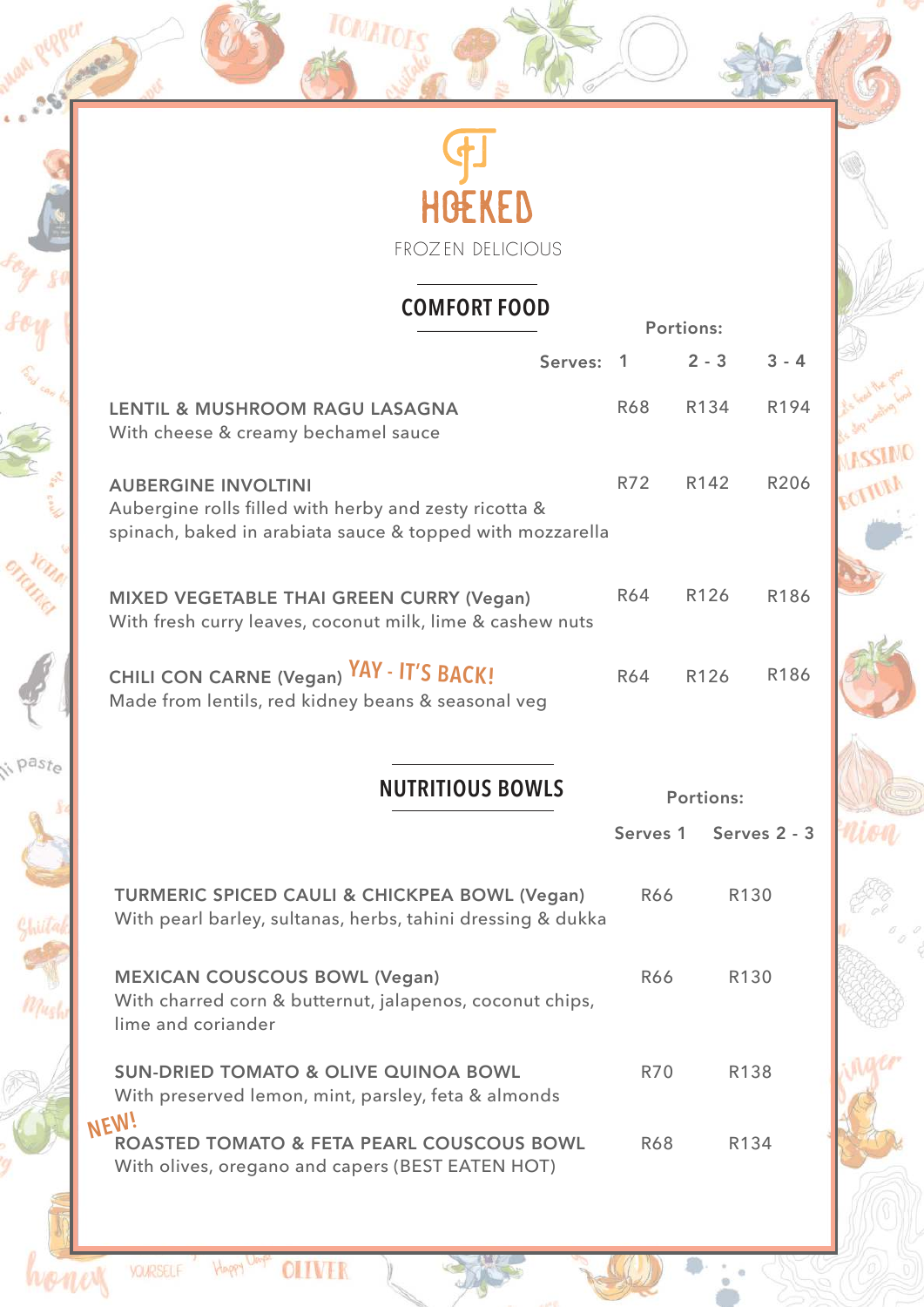# HOEKED

FROZEN DELICIOUS

## COMFORT FOOD

| | Portions: | | |
|---|---|---|---|
| **Serves:** | **1** | **2 - 3** | **3 - 4** |
| **LENTIL & MUSHROOM RAGU LASAGNA**<br>With cheese & creamy bechamel sauce | R68 | R134 | R194 |
| **AUBERGINE INVOLTINI**<br>Aubergine rolls filled with herby and zesty ricotta & spinach, baked in arabiata sauce & topped with mozzarella | R72 | R142 | R206 |
| **MIXED VEGETABLE THAI GREEN CURRY (Vegan)**<br>With fresh curry leaves, coconut milk, lime & cashew nuts | R64 | R126 | R186 |
| **CHILI CON CARNE (Vegan)** YAY - IT'S BACK!<br>Made from lentils, red kidney beans & seasonal veg | R64 | R126 | R186 |

## NUTRITIOUS BOWLS

| | Portions: | |
|---|---|---|
| | **Serves 1** | **Serves 2 - 3** |
| **TURMERIC SPICED CAULI & CHICKPEA BOWL (Vegan)**<br>With pearl barley, sultanas, herbs, tahini dressing & dukka | R66 | R130 |
| **MEXICAN COUSCOUS BOWL (Vegan)**<br>With charred corn & butternut, jalapenos, coconut chips, lime and coriander | R66 | R130 |
| **SUN-DRIED TOMATO & OLIVE QUINOA BOWL**<br>With preserved lemon, mint, parsley, feta & almonds | R70 | R138 |
| NEW! **ROASTED TOMATO & FETA PEARL COUSCOUS BOWL**<br>With olives, oregano and capers (BEST EATEN HOT) | R68 | R134 |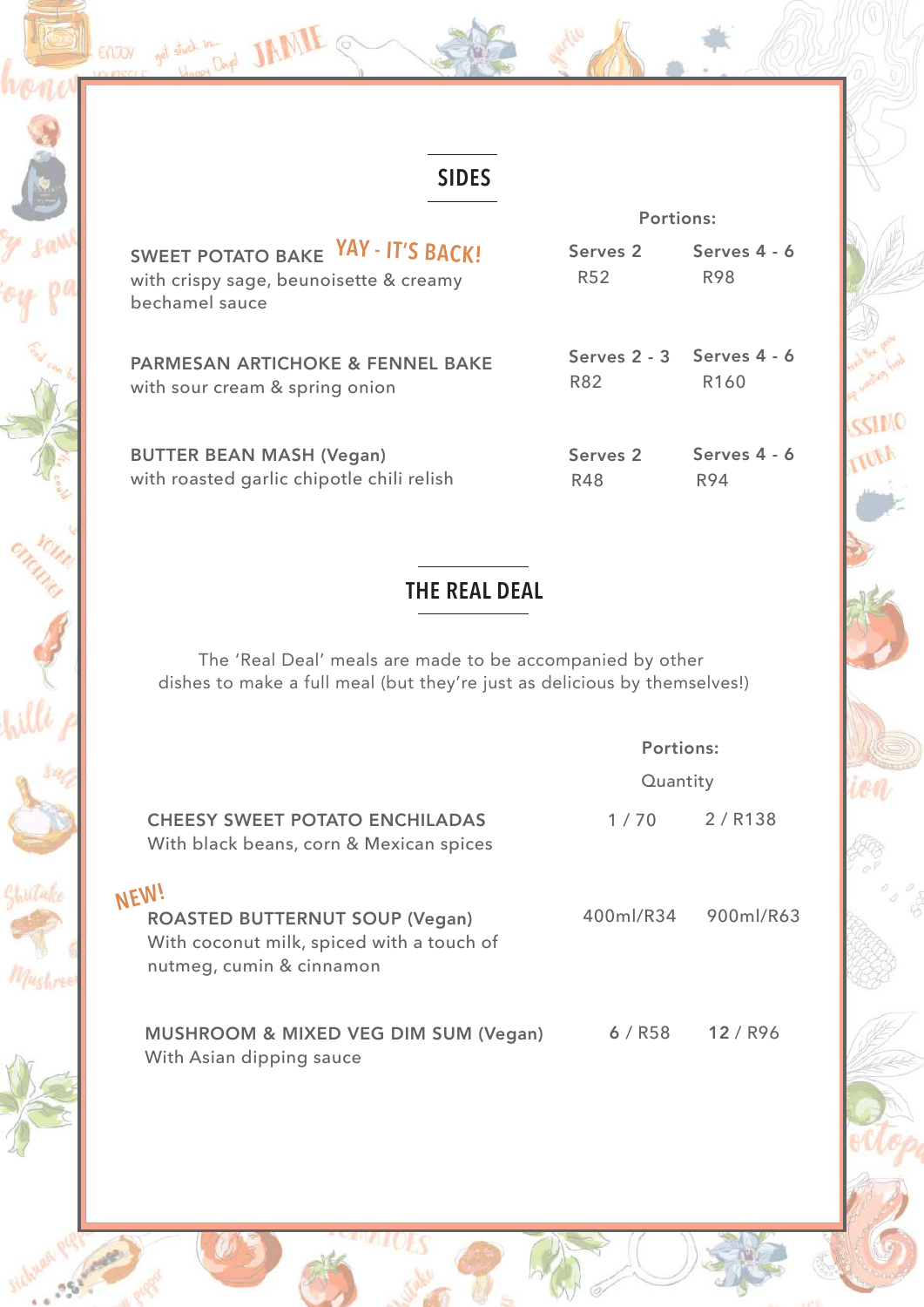## SIDES

| | Portions: | |
|---|---|---|
| **SWEET POTATO BAKE** YAY - IT'S BACK!<br>with crispy sage, beunoisette & creamy bechamel sauce | Serves 2<br>R52 | Serves 4 - 6<br>R98 |
| **PARMESAN ARTICHOKE & FENNEL BAKE**<br>with sour cream & spring onion | Serves 2 - 3<br>R82 | Serves 4 - 6<br>R160 |
| **BUTTER BEAN MASH (Vegan)**<br>with roasted garlic chipotle chili relish | Serves 2<br>R48 | Serves 4 - 6<br>R94 |

## THE REAL DEAL

The 'Real Deal' meals are made to be accompanied by other dishes to make a full meal (but they're just as delicious by themselves!)

| | Portions: Quantity | |
|---|---|---|
| **CHEESY SWEET POTATO ENCHILADAS**<br>With black beans, corn & Mexican spices | 1 / 70 | 2 / R138 |
| NEW! **ROASTED BUTTERNUT SOUP (Vegan)**<br>With coconut milk, spiced with a touch of nutmeg, cumin & cinnamon | 400ml/R34 | 900ml/R63 |
| **MUSHROOM & MIXED VEG DIM SUM (Vegan)**<br>With Asian dipping sauce | **6** / R58 | **12** / R96 |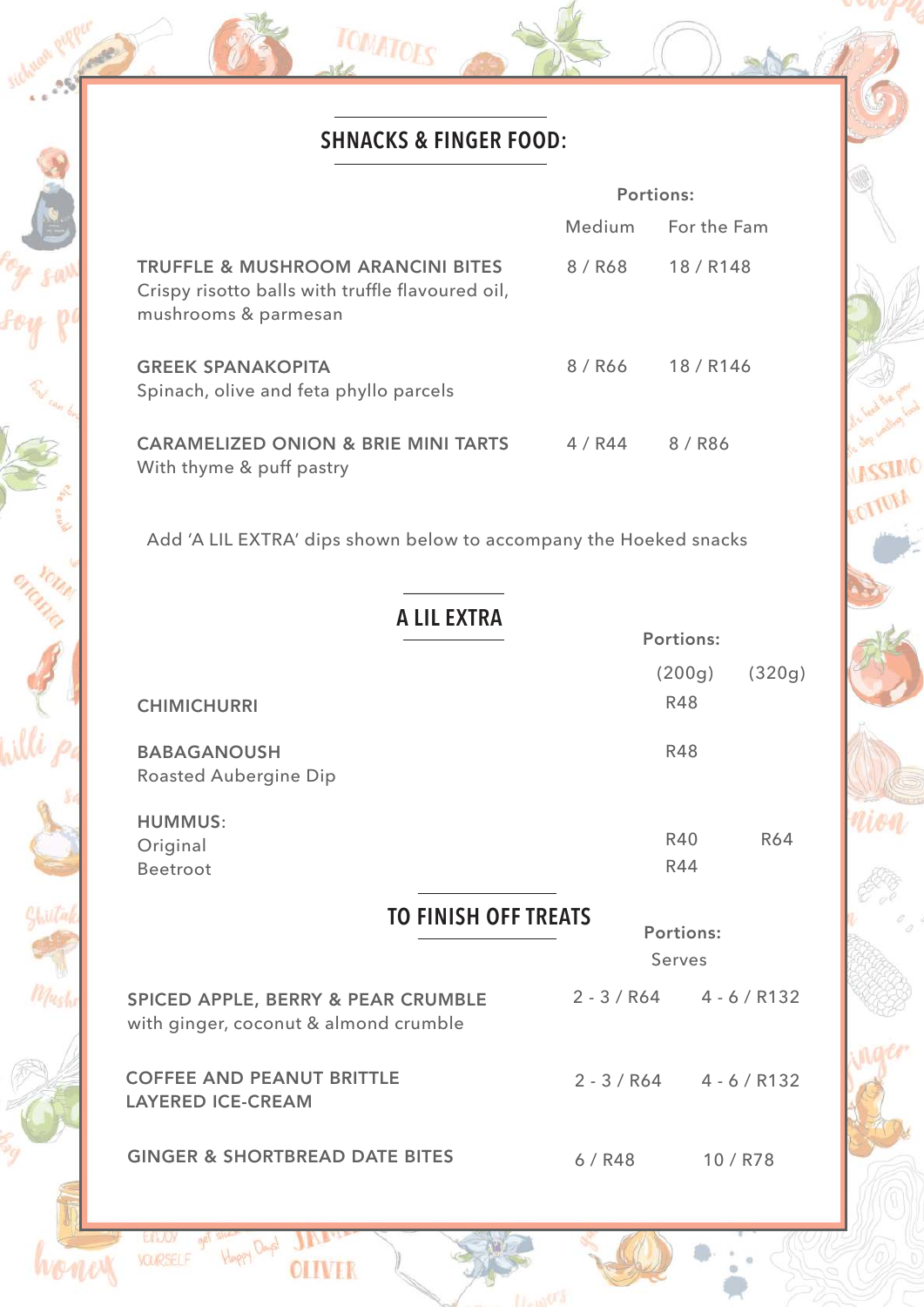## SHNACKS & FINGER FOOD:

| | Portions: | |
|---|---|---|
| | Medium | For the Fam |
| **TRUFFLE & MUSHROOM ARANCINI BITES**<br>Crispy risotto balls with truffle flavoured oil, mushrooms & parmesan | 8 / R68 | 18 / R148 |
| **GREEK SPANAKOPITA**<br>Spinach, olive and feta phyllo parcels | 8 / R66 | 18 / R146 |
| **CARAMELIZED ONION & BRIE MINI TARTS**<br>With thyme & puff pastry | 4 / R44 | 8 / R86 |

Add 'A LIL EXTRA' dips shown below to accompany the Hoeked snacks

## A LIL EXTRA

| | Portions: | |
|---|---|---|
| | (200g) | (320g) |
| **CHIMICHURRI** | R48 | |
| **BABAGANOUSH**<br>Roasted Aubergine Dip | R48 | |
| **HUMMUS:** | | |
| Original | R40 | R64 |
| Beetroot | R44 | |

## TO FINISH OFF TREATS

| | Portions: | |
|---|---|---|
| | Serves | |
| **SPICED APPLE, BERRY & PEAR CRUMBLE**<br>with ginger, coconut & almond crumble | 2 - 3 / R64 | 4 - 6 / R132 |
| **COFFEE AND PEANUT BRITTLE LAYERED ICE-CREAM** | 2 - 3 / R64 | 4 - 6 / R132 |
| **GINGER & SHORTBREAD DATE BITES** | 6 / R48 | 10 / R78 |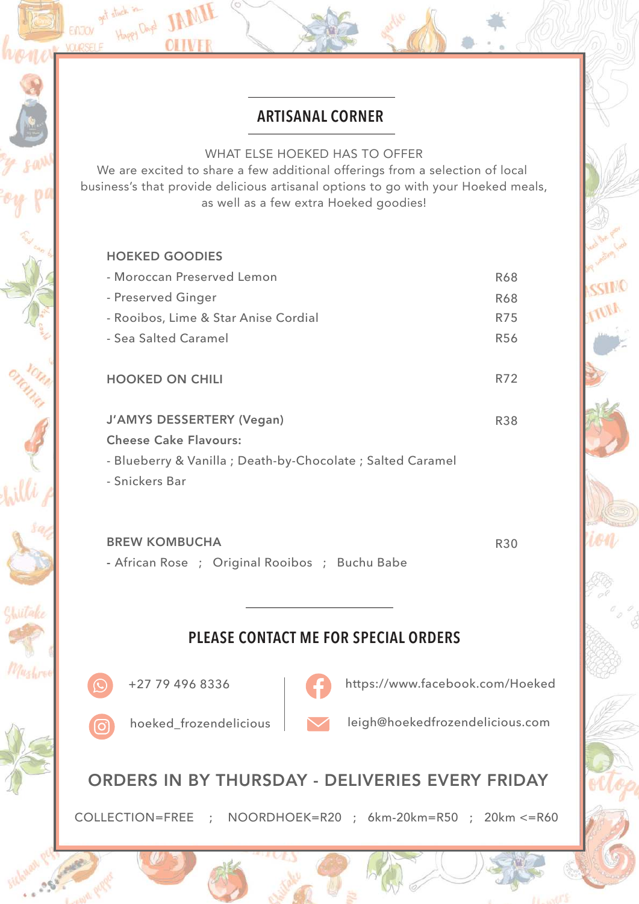## ARTISANAL CORNER

WHAT ELSE HOEKED HAS TO OFFER

We are excited to share a few additional offerings from a selection of local business's that provide delicious artisanal options to go with your Hoeked meals, as well as a few extra Hoeked goodies!

| | |
|---|---|
| **HOEKED GOODIES** | |
| - Moroccan Preserved Lemon | R68 |
| - Preserved Ginger | R68 |
| - Rooibos, Lime & Star Anise Cordial | R75 |
| - Sea Salted Caramel | R56 |
| **HOOKED ON CHILI** | R72 |
| **J'AMYS DESSERTERY (Vegan)** | R38 |
| **Cheese Cake Flavours:** | |
| - Blueberry & Vanilla ; Death-by-Chocolate ; Salted Caramel | |
| - Snickers Bar | |
| **BREW KOMBUCHA** | R30 |
| - African Rose ; Original Rooibos ; Buchu Babe | |

## PLEASE CONTACT ME FOR SPECIAL ORDERS

+27 79 496 8336

hoeked_frozendelicious

https://www.facebook.com/Hoeked

leigh@hoekedfrozendelicious.com

### ORDERS IN BY THURSDAY - DELIVERIES EVERY FRIDAY

COLLECTION=FREE ; NOORDHOEK=R20 ; 6km-20km=R50 ; 20km <=R60